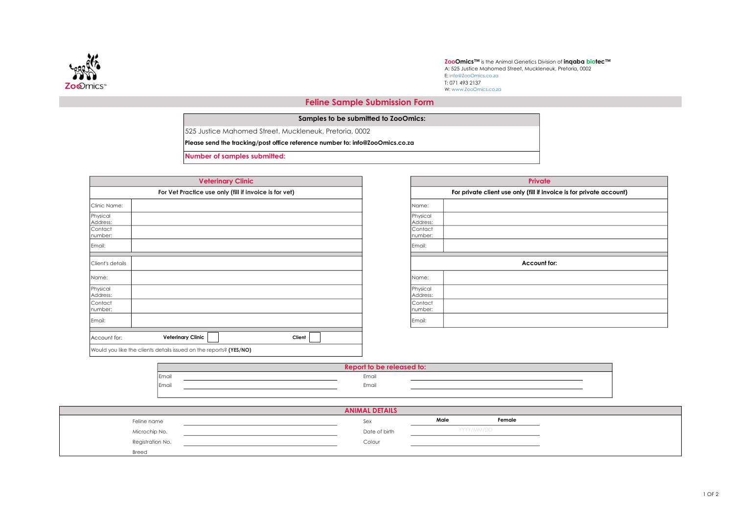ZooOmics™

**ZooOmics™** is the Animal Genetics Division of **inqaba biotec™**
A: 525 Justice Mahomed Street, Muckleneuk, Pretoria, 0002
E: info@ZooOmics.co.za
T: 071 493 2137
W: www.ZooOmics.co.za

# Feline Sample Submission Form

| **Samples to be submitted to ZooOmics:** |
|---|
| 525 Justice Mahomed Street, Muckleneuk, Pretoria, 0002 |
| **Please send the tracking/post office reference number to: info@ZooOmics.co.za** |
| **Number of samples submitted:** |

## Veterinary Clinic

| **For Vet Practice use only (fill if invoice is for vet)** | |
|---|---|
| Clinic Name: | |
| Physical Address: | |
| Contact number: | |
| Email: | |
| Client's details | |
| Name: | |
| Physical Address: | |
| Contact number: | |
| Email: | |
| Account for: | **Veterinary Clinic** ☐ **Client** ☐ |
| Would you like the clients details issued on the reports? **(YES/NO)** | |

## Private

| **For private client use only (fill if invoice is for private account)** | |
|---|---|
| Name: | |
| Physical Address: | |
| Contact number: | |
| Email: | |
| **Account for:** | |
| Name: | |
| Physical Address: | |
| Contact number: | |
| Email: | |

## Report to be released to:

| | | | |
|---|---|---|---|
| Email | | Email | |
| Email | | Email | |

## ANIMAL DETAILS

| | | | |
|---|---|---|---|
| Feline name | | Sex | **Male** **Female** |
| Microchip No. | | Date of birth | YYYY/MM/DD |
| Registration No. | | Colour | |
| Breed | | | |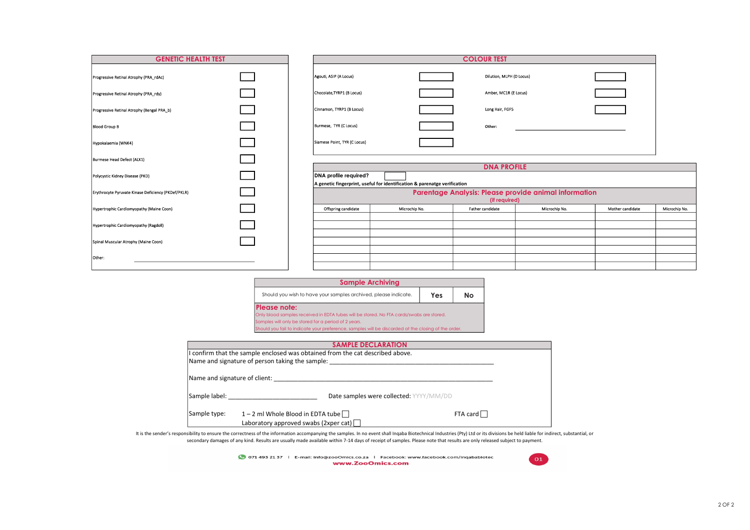## GENETIC HEALTH TEST

| | |
|---|---|
| Progressive Retinal Atrophy (PRA_rdAc) | ☐ |
| Progressive Retinal Atrophy (PRA_rdy) | ☐ |
| Progressive Retinal Atrophy (Bengal PRA_b) | ☐ |
| Blood Group B | ☐ |
| Hypokalaemia (WNK4) | ☐ |
| Burmese Head Defect (ALX1) | ☐ |
| Polycystic Kidney Disease (PKD) | ☐ |
| Erythrocyte Pyruvate Kinase Deficiency (PKDef/PKLR) | ☐ |
| Hypertrophic Cardiomyopathy (Maine Coon) | ☐ |
| Hypertrophic Cardiomyopathy (Ragdoll) | ☐ |
| Spinal Muscular Atrophy (Maine Coon) | ☐ |
| Other: ______________________________ | |

## COLOUR TEST

| | | | |
|---|---|---|---|
| Agouti, ASIP (A Locus) | ☐ | Dilution, MLPH (D Locus) | ☐ |
| Chocolate,TYRP1 (B Locus) | ☐ | Amber, MC1R (E Locus) | ☐ |
| Cinnamon, TYRP1 (B Locus) | ☐ | Long Hair, FGF5 | ☐ |
| Burmese, TYR (C Locus) | ☐ | Other: ______________________________ | |
| Siamese Point, TYR (C Locus) | ☐ | | |

## DNA PROFILE

**DNA profile required?** ☐

**A genetic fingerprint, useful for identification & parenatge verification**

### Parentage Analysis: Please provide animal information
(if required)

| Offspring candidate | Microchip No. | Father candidate | Microchip No. | Mother candidate | Microchip No. |
|---|---|---|---|---|---|
| | | | | | |
| | | | | | |
| | | | | | |
| | | | | | |
| | | | | | |
| | | | | | |
| | | | | | |

## Sample Archiving

| | | |
|---|---|---|
| Should you wish to have your samples archived, please indicate. | **Yes** | **No** |

**Please note:**

Only blood samples received in EDTA tubes will be stored. No FTA cards/swabs are stored.
Samples will only be stored for a period of 2 years.
Should you fail to indicate your preference, samples will be discarded at the closing of the order.

## SAMPLE DECLARATION

I confirm that the sample enclosed was obtained from the cat described above.

Name and signature of person taking the sample: ______________________________________________

Name and signature of client: ______________________________________________________________

Sample label: ___________________________ Date samples were collected: YYYY/MM/DD

Sample type: 1 – 2 ml Whole Blood in EDTA tube ☐ FTA card ☐
Laboratory approved swabs (2per cat) ☐

It is the sender's responsibility to ensure the correctness of the information accompanying the samples. In no event shall Inqaba Biotechnical Industries (Pty) Ltd or its divisions be held liable for indirect, substantial, or secondary damages of any kind. Results are usually made available within 7-14 days of receipt of samples. Please note that results are only released subject to payment.

071 493 21 37 | E-mail: info@zooOmics.co.za | Facebook: www.facebook.com/inqabablotec

www.ZooOmics.com